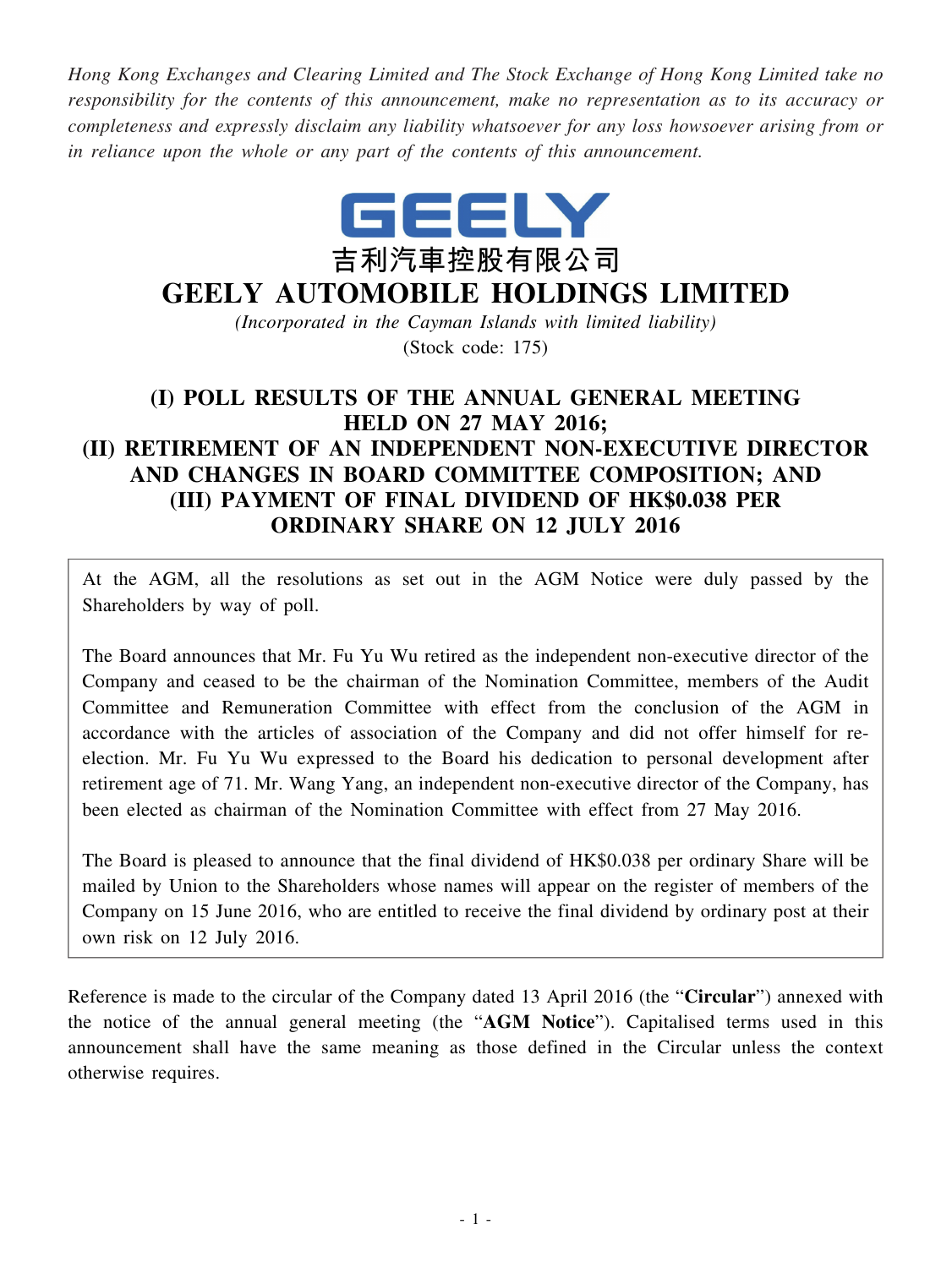*Hong Kong Exchanges and Clearing Limited and The Stock Exchange of Hong Kong Limited take no responsibility for the contents of this announcement, make no representation as to its accuracy or completeness and expressly disclaim any liability whatsoever for any loss howsoever arising from or in reliance upon the whole or any part of the contents of this announcement.*

GEELY

吉利汽車控股有限公司

# GEELY AUTOMOBILE HOLDINGS LIMITED

*(Incorporated in the Cayman Islands with limited liability)*

(Stock code: 175)

## (I) POLL RESULTS OF THE ANNUAL GENERAL MEETING HELD ON 27 MAY 2016; (II) RETIREMENT OF AN INDEPENDENT NON-EXECUTIVE DIRECTOR AND CHANGES IN BOARD COMMITTEE COMPOSITION; AND (III) PAYMENT OF FINAL DIVIDEND OF HK$0.038 PER ORDINARY SHARE ON 12 JULY 2016

At the AGM, all the resolutions as set out in the AGM Notice were duly passed by the Shareholders by way of poll.

The Board announces that Mr. Fu Yu Wu retired as the independent non-executive director of the Company and ceased to be the chairman of the Nomination Committee, members of the Audit Committee and Remuneration Committee with effect from the conclusion of the AGM in accordance with the articles of association of the Company and did not offer himself for re-election. Mr. Fu Yu Wu expressed to the Board his dedication to personal development after retirement age of 71. Mr. Wang Yang, an independent non-executive director of the Company, has been elected as chairman of the Nomination Committee with effect from 27 May 2016.

The Board is pleased to announce that the final dividend of HK$0.038 per ordinary Share will be mailed by Union to the Shareholders whose names will appear on the register of members of the Company on 15 June 2016, who are entitled to receive the final dividend by ordinary post at their own risk on 12 July 2016.

Reference is made to the circular of the Company dated 13 April 2016 (the "**Circular**") annexed with the notice of the annual general meeting (the "**AGM Notice**"). Capitalised terms used in this announcement shall have the same meaning as those defined in the Circular unless the context otherwise requires.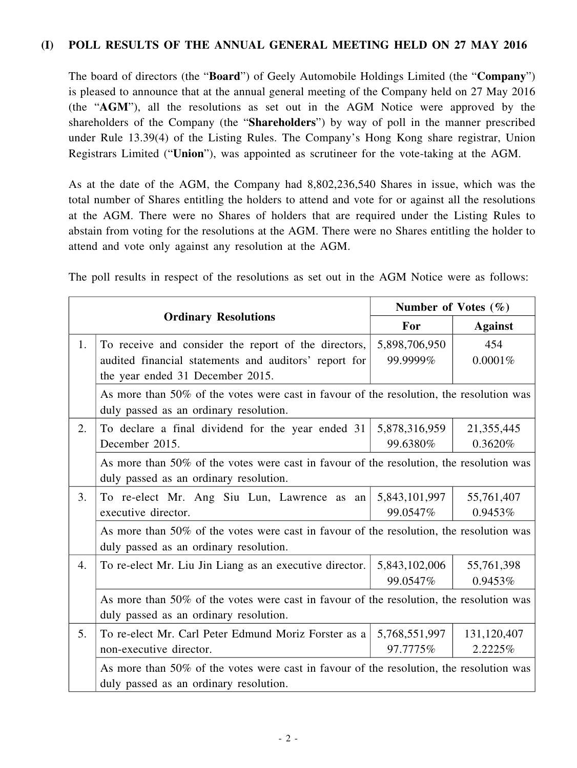## (I) POLL RESULTS OF THE ANNUAL GENERAL MEETING HELD ON 27 MAY 2016

The board of directors (the "**Board**") of Geely Automobile Holdings Limited (the "**Company**") is pleased to announce that at the annual general meeting of the Company held on 27 May 2016 (the "**AGM**"), all the resolutions as set out in the AGM Notice were approved by the shareholders of the Company (the "**Shareholders**") by way of poll in the manner prescribed under Rule 13.39(4) of the Listing Rules. The Company's Hong Kong share registrar, Union Registrars Limited ("**Union**"), was appointed as scrutineer for the vote-taking at the AGM.

As at the date of the AGM, the Company had 8,802,236,540 Shares in issue, which was the total number of Shares entitling the holders to attend and vote for or against all the resolutions at the AGM. There were no Shares of holders that are required under the Listing Rules to abstain from voting for the resolutions at the AGM. There were no Shares entitling the holder to attend and vote only against any resolution at the AGM.

The poll results in respect of the resolutions as set out in the AGM Notice were as follows:

| | Ordinary Resolutions | Number of Votes (%) | |
|---|---|---|---|
| | | **For** | **Against** |
| 1. | To receive and consider the report of the directors, audited financial statements and auditors' report for the year ended 31 December 2015. | 5,898,706,950<br>99.9999% | 454<br>0.0001% |
| | As more than 50% of the votes were cast in favour of the resolution, the resolution was duly passed as an ordinary resolution. | | |
| 2. | To declare a final dividend for the year ended 31 December 2015. | 5,878,316,959<br>99.6380% | 21,355,445<br>0.3620% |
| | As more than 50% of the votes were cast in favour of the resolution, the resolution was duly passed as an ordinary resolution. | | |
| 3. | To re-elect Mr. Ang Siu Lun, Lawrence as an executive director. | 5,843,101,997<br>99.0547% | 55,761,407<br>0.9453% |
| | As more than 50% of the votes were cast in favour of the resolution, the resolution was duly passed as an ordinary resolution. | | |
| 4. | To re-elect Mr. Liu Jin Liang as an executive director. | 5,843,102,006<br>99.0547% | 55,761,398<br>0.9453% |
| | As more than 50% of the votes were cast in favour of the resolution, the resolution was duly passed as an ordinary resolution. | | |
| 5. | To re-elect Mr. Carl Peter Edmund Moriz Forster as a non-executive director. | 5,768,551,997<br>97.7775% | 131,120,407<br>2.2225% |
| | As more than 50% of the votes were cast in favour of the resolution, the resolution was duly passed as an ordinary resolution. | | |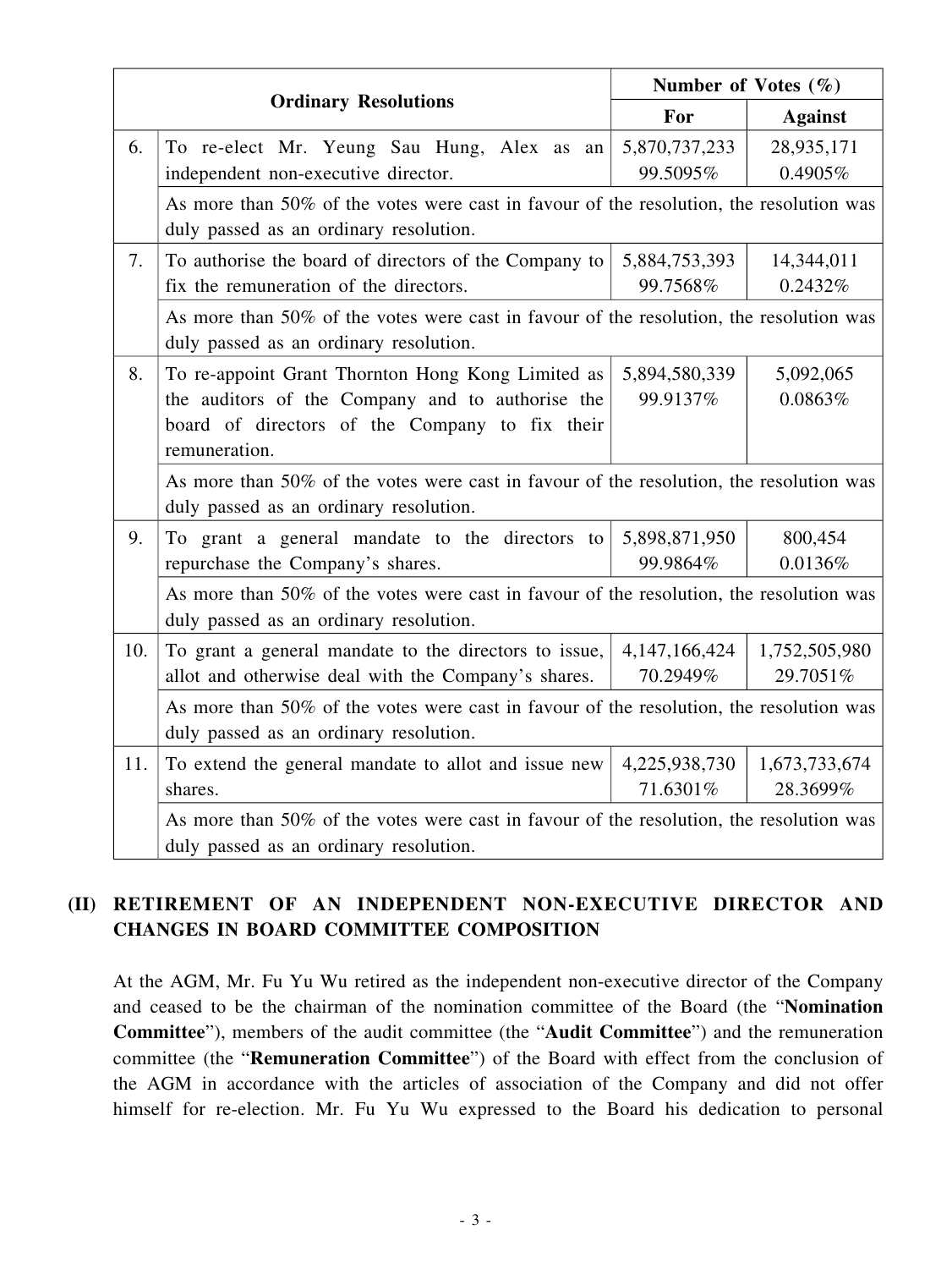| | Ordinary Resolutions | Number of Votes (%) | |
|---|---|---|---|
| | | For | Against |
| 6. | To re-elect Mr. Yeung Sau Hung, Alex as an independent non-executive director. | 5,870,737,233 99.5095% | 28,935,171 0.4905% |
| | As more than 50% of the votes were cast in favour of the resolution, the resolution was duly passed as an ordinary resolution. | | |
| 7. | To authorise the board of directors of the Company to fix the remuneration of the directors. | 5,884,753,393 99.7568% | 14,344,011 0.2432% |
| | As more than 50% of the votes were cast in favour of the resolution, the resolution was duly passed as an ordinary resolution. | | |
| 8. | To re-appoint Grant Thornton Hong Kong Limited as the auditors of the Company and to authorise the board of directors of the Company to fix their remuneration. | 5,894,580,339 99.9137% | 5,092,065 0.0863% |
| | As more than 50% of the votes were cast in favour of the resolution, the resolution was duly passed as an ordinary resolution. | | |
| 9. | To grant a general mandate to the directors to repurchase the Company's shares. | 5,898,871,950 99.9864% | 800,454 0.0136% |
| | As more than 50% of the votes were cast in favour of the resolution, the resolution was duly passed as an ordinary resolution. | | |
| 10. | To grant a general mandate to the directors to issue, allot and otherwise deal with the Company's shares. | 4,147,166,424 70.2949% | 1,752,505,980 29.7051% |
| | As more than 50% of the votes were cast in favour of the resolution, the resolution was duly passed as an ordinary resolution. | | |
| 11. | To extend the general mandate to allot and issue new shares. | 4,225,938,730 71.6301% | 1,673,733,674 28.3699% |
| | As more than 50% of the votes were cast in favour of the resolution, the resolution was duly passed as an ordinary resolution. | | |

## (II) RETIREMENT OF AN INDEPENDENT NON-EXECUTIVE DIRECTOR AND CHANGES IN BOARD COMMITTEE COMPOSITION

At the AGM, Mr. Fu Yu Wu retired as the independent non-executive director of the Company and ceased to be the chairman of the nomination committee of the Board (the "**Nomination Committee**"), members of the audit committee (the "**Audit Committee**") and the remuneration committee (the "**Remuneration Committee**") of the Board with effect from the conclusion of the AGM in accordance with the articles of association of the Company and did not offer himself for re-election. Mr. Fu Yu Wu expressed to the Board his dedication to personal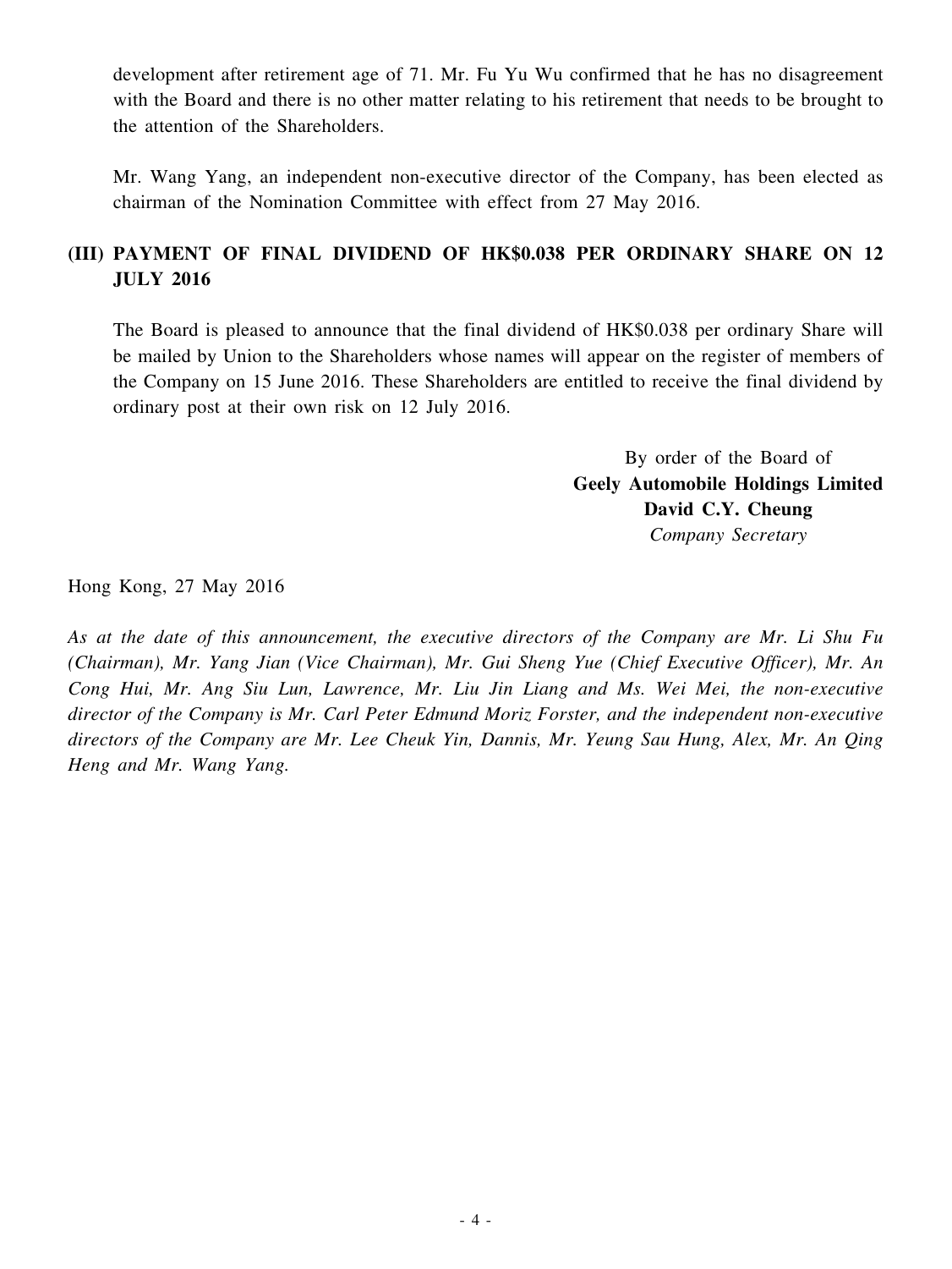development after retirement age of 71. Mr. Fu Yu Wu confirmed that he has no disagreement with the Board and there is no other matter relating to his retirement that needs to be brought to the attention of the Shareholders.

Mr. Wang Yang, an independent non-executive director of the Company, has been elected as chairman of the Nomination Committee with effect from 27 May 2016.

## (III) PAYMENT OF FINAL DIVIDEND OF HK$0.038 PER ORDINARY SHARE ON 12 JULY 2016

The Board is pleased to announce that the final dividend of HK$0.038 per ordinary Share will be mailed by Union to the Shareholders whose names will appear on the register of members of the Company on 15 June 2016. These Shareholders are entitled to receive the final dividend by ordinary post at their own risk on 12 July 2016.

By order of the Board of
**Geely Automobile Holdings Limited**
**David C.Y. Cheung**
*Company Secretary*

Hong Kong, 27 May 2016

*As at the date of this announcement, the executive directors of the Company are Mr. Li Shu Fu (Chairman), Mr. Yang Jian (Vice Chairman), Mr. Gui Sheng Yue (Chief Executive Officer), Mr. An Cong Hui, Mr. Ang Siu Lun, Lawrence, Mr. Liu Jin Liang and Ms. Wei Mei, the non-executive director of the Company is Mr. Carl Peter Edmund Moriz Forster, and the independent non-executive directors of the Company are Mr. Lee Cheuk Yin, Dannis, Mr. Yeung Sau Hung, Alex, Mr. An Qing Heng and Mr. Wang Yang.*